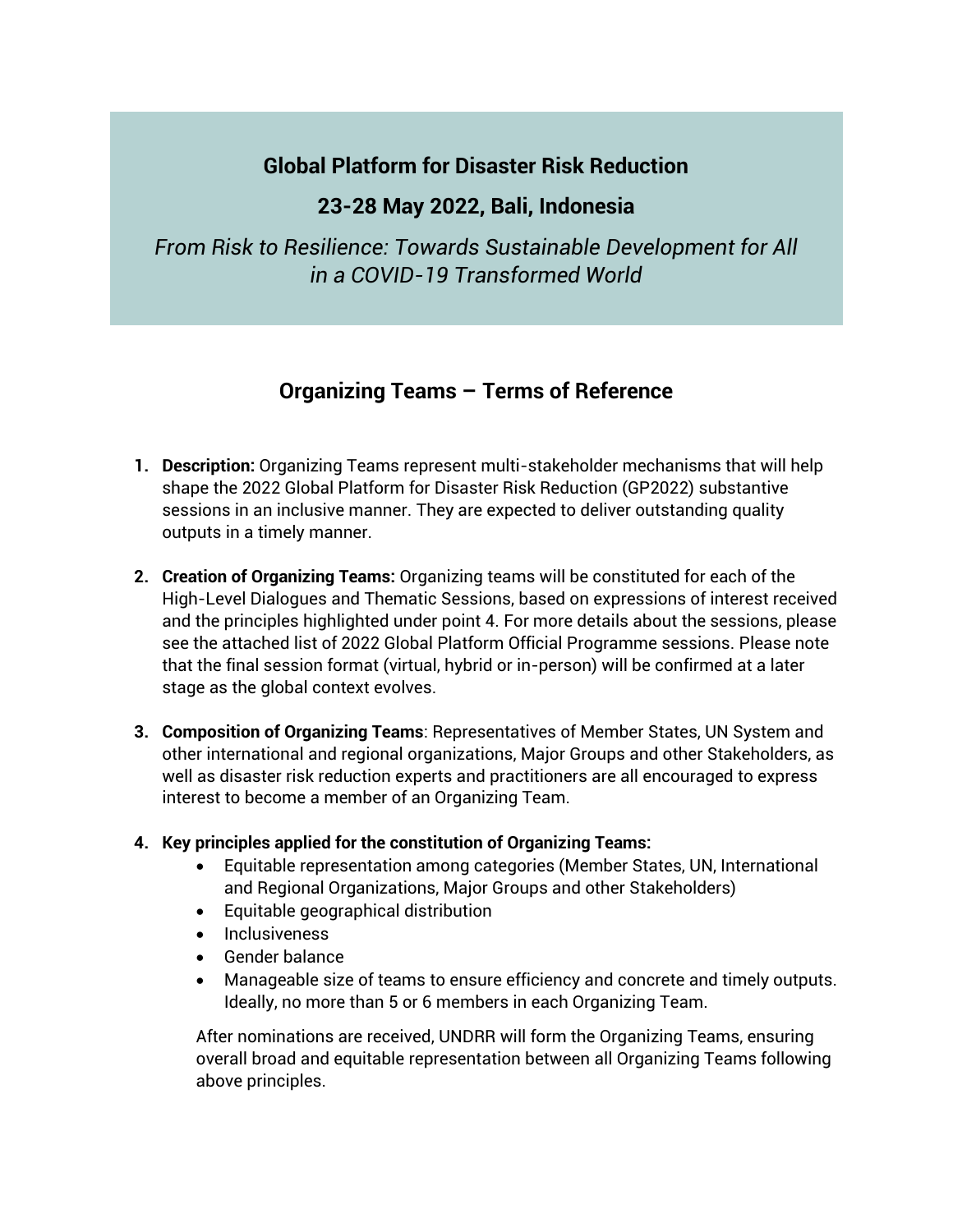# Global Platform for Disaster Risk Reduction

## 23-28 May 2022, Bali, Indonesia

*From Risk to Resilience: Towards Sustainable Development for All in a COVID-19 Transformed World*

## Organizing Teams – Terms of Reference

1. **Description:** Organizing Teams represent multi-stakeholder mechanisms that will help shape the 2022 Global Platform for Disaster Risk Reduction (GP2022) substantive sessions in an inclusive manner. They are expected to deliver outstanding quality outputs in a timely manner.

2. **Creation of Organizing Teams:** Organizing teams will be constituted for each of the High-Level Dialogues and Thematic Sessions, based on expressions of interest received and the principles highlighted under point 4. For more details about the sessions, please see the attached list of 2022 Global Platform Official Programme sessions. Please note that the final session format (virtual, hybrid or in-person) will be confirmed at a later stage as the global context evolves.

3. **Composition of Organizing Teams**: Representatives of Member States, UN System and other international and regional organizations, Major Groups and other Stakeholders, as well as disaster risk reduction experts and practitioners are all encouraged to express interest to become a member of an Organizing Team.

4. **Key principles applied for the constitution of Organizing Teams:**
   - Equitable representation among categories (Member States, UN, International and Regional Organizations, Major Groups and other Stakeholders)
   - Equitable geographical distribution
   - Inclusiveness
   - Gender balance
   - Manageable size of teams to ensure efficiency and concrete and timely outputs. Ideally, no more than 5 or 6 members in each Organizing Team.

   After nominations are received, UNDRR will form the Organizing Teams, ensuring overall broad and equitable representation between all Organizing Teams following above principles.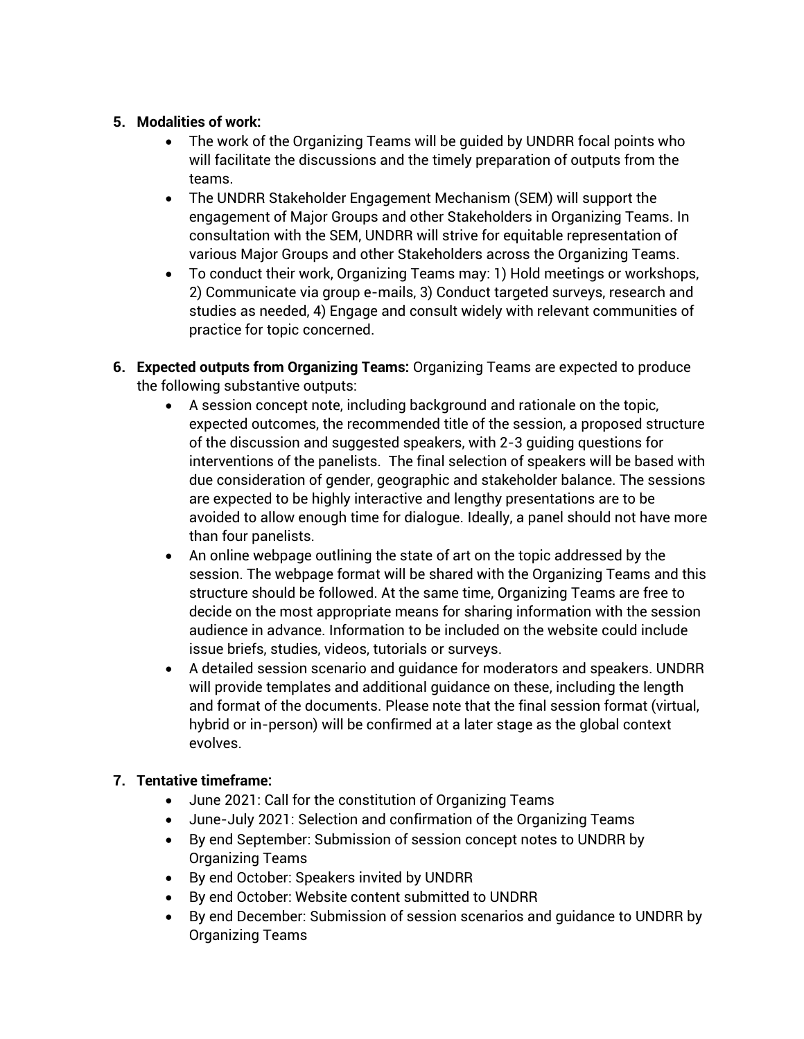5. **Modalities of work:**
    - The work of the Organizing Teams will be guided by UNDRR focal points who will facilitate the discussions and the timely preparation of outputs from the teams.
    - The UNDRR Stakeholder Engagement Mechanism (SEM) will support the engagement of Major Groups and other Stakeholders in Organizing Teams. In consultation with the SEM, UNDRR will strive for equitable representation of various Major Groups and other Stakeholders across the Organizing Teams.
    - To conduct their work, Organizing Teams may: 1) Hold meetings or workshops, 2) Communicate via group e-mails, 3) Conduct targeted surveys, research and studies as needed, 4) Engage and consult widely with relevant communities of practice for topic concerned.

6. **Expected outputs from Organizing Teams:** Organizing Teams are expected to produce the following substantive outputs:
    - A session concept note, including background and rationale on the topic, expected outcomes, the recommended title of the session, a proposed structure of the discussion and suggested speakers, with 2-3 guiding questions for interventions of the panelists. The final selection of speakers will be based with due consideration of gender, geographic and stakeholder balance. The sessions are expected to be highly interactive and lengthy presentations are to be avoided to allow enough time for dialogue. Ideally, a panel should not have more than four panelists.
    - An online webpage outlining the state of art on the topic addressed by the session. The webpage format will be shared with the Organizing Teams and this structure should be followed. At the same time, Organizing Teams are free to decide on the most appropriate means for sharing information with the session audience in advance. Information to be included on the website could include issue briefs, studies, videos, tutorials or surveys.
    - A detailed session scenario and guidance for moderators and speakers. UNDRR will provide templates and additional guidance on these, including the length and format of the documents. Please note that the final session format (virtual, hybrid or in-person) will be confirmed at a later stage as the global context evolves.

7. **Tentative timeframe:**
    - June 2021: Call for the constitution of Organizing Teams
    - June-July 2021: Selection and confirmation of the Organizing Teams
    - By end September: Submission of session concept notes to UNDRR by Organizing Teams
    - By end October: Speakers invited by UNDRR
    - By end October: Website content submitted to UNDRR
    - By end December: Submission of session scenarios and guidance to UNDRR by Organizing Teams